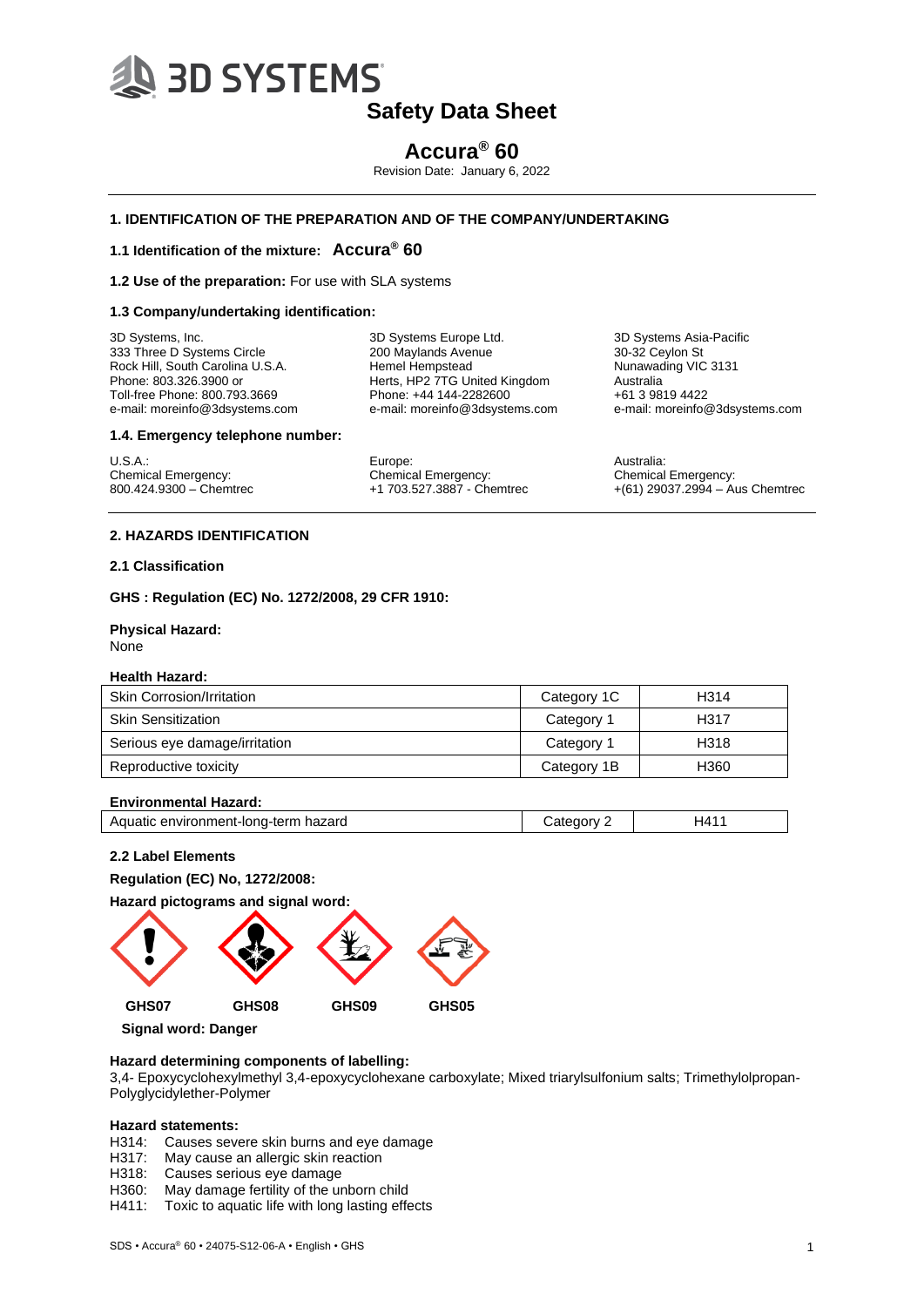# 3D SYSTEMS

## Safety Data Sheet

# Accura® 60

Revision Date: January 6, 2022

---

### 1. IDENTIFICATION OF THE PREPARATION AND OF THE COMPANY/UNDERTAKING

**1.1 Identification of the mixture:** **Accura® 60**

**1.2 Use of the preparation:** For use with SLA systems

**1.3 Company/undertaking identification:**

3D Systems, Inc.
333 Three D Systems Circle
Rock Hill, South Carolina U.S.A.
Phone: 803.326.3900 or
Toll-free Phone: 800.793.3669
e-mail: moreinfo@3dsystems.com

3D Systems Europe Ltd.
200 Maylands Avenue
Hemel Hempstead
Herts, HP2 7TG United Kingdom
Phone: +44 144-2282600
e-mail: moreinfo@3dsystems.com

3D Systems Asia-Pacific
30-32 Ceylon St
Nunawading VIC 3131
Australia
+61 3 9819 4422
e-mail: moreinfo@3dsystems.com

**1.4. Emergency telephone number:**

U.S.A.:
Chemical Emergency:
800.424.9300 – Chemtrec

Europe:
Chemical Emergency:
+1 703.527.3887 - Chemtrec

Australia:
Chemical Emergency:
+(61) 29037.2994 – Aus Chemtrec

---

### 2. HAZARDS IDENTIFICATION

**2.1 Classification**

**GHS : Regulation (EC) No. 1272/2008, 29 CFR 1910:**

**Physical Hazard:**
None

**Health Hazard:**

| Skin Corrosion/Irritation | Category 1C | H314 |
|---|---|---|
| Skin Sensitization | Category 1 | H317 |
| Serious eye damage/irritation | Category 1 | H318 |
| Reproductive toxicity | Category 1B | H360 |

**Environmental Hazard:**

| Aquatic environment-long-term hazard | Category 2 | H411 |
|---|---|---|

**2.2 Label Elements**

**Regulation (EC) No, 1272/2008:**

**Hazard pictograms and signal word:**

**GHS07** **GHS08** **GHS09** **GHS05**

**Signal word: Danger**

**Hazard determining components of labelling:**
3,4- Epoxycyclohexylmethyl 3,4-epoxycyclohexane carboxylate; Mixed triarylsulfonium salts; Trimethylolpropan-Polyglycidylether-Polymer

**Hazard statements:**
H314: Causes severe skin burns and eye damage
H317: May cause an allergic skin reaction
H318: Causes serious eye damage
H360: May damage fertility of the unborn child
H411: Toxic to aquatic life with long lasting effects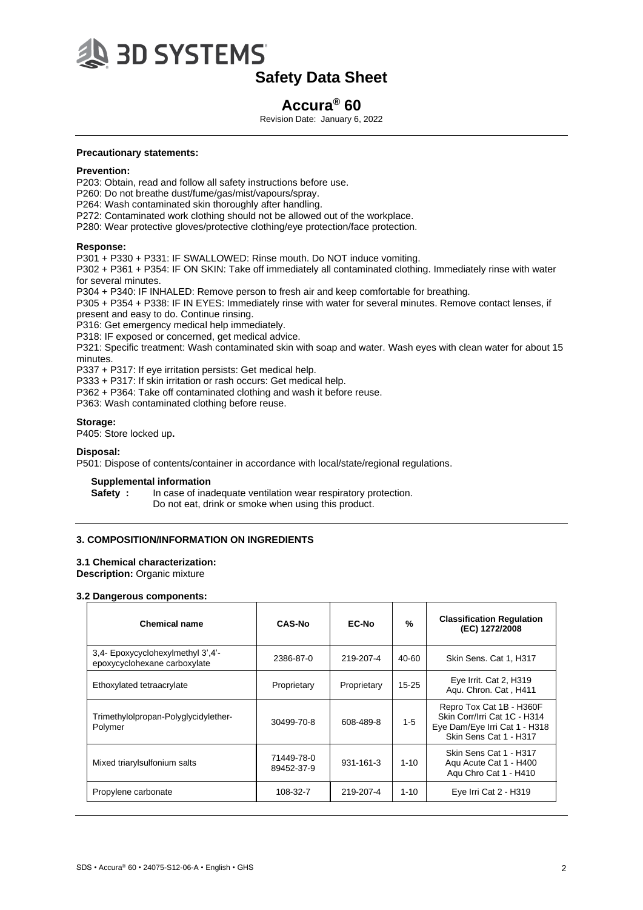**Precautionary statements:**

**Prevention:**

P203: Obtain, read and follow all safety instructions before use.
P260: Do not breathe dust/fume/gas/mist/vapours/spray.
P264: Wash contaminated skin thoroughly after handling.
P272: Contaminated work clothing should not be allowed out of the workplace.
P280: Wear protective gloves/protective clothing/eye protection/face protection.

**Response:**

P301 + P330 + P331: IF SWALLOWED: Rinse mouth. Do NOT induce vomiting.
P302 + P361 + P354: IF ON SKIN: Take off immediately all contaminated clothing. Immediately rinse with water for several minutes.
P304 + P340: IF INHALED: Remove person to fresh air and keep comfortable for breathing.
P305 + P354 + P338: IF IN EYES: Immediately rinse with water for several minutes. Remove contact lenses, if present and easy to do. Continue rinsing.
P316: Get emergency medical help immediately.
P318: IF exposed or concerned, get medical advice.
P321: Specific treatment: Wash contaminated skin with soap and water. Wash eyes with clean water for about 15 minutes.
P337 + P317: If eye irritation persists: Get medical help.
P333 + P317: If skin irritation or rash occurs: Get medical help.
P362 + P364: Take off contaminated clothing and wash it before reuse.
P363: Wash contaminated clothing before reuse.

**Storage:**

P405: Store locked up**.**

**Disposal:**

P501: Dispose of contents/container in accordance with local/state/regional regulations.

**Supplemental information**

**Safety :** In case of inadequate ventilation wear respiratory protection.
Do not eat, drink or smoke when using this product.

## 3. COMPOSITION/INFORMATION ON INGREDIENTS

### 3.1 Chemical characterization:

**Description:** Organic mixture

### 3.2 Dangerous components:

| Chemical name | CAS-No | EC-No | % | Classification Regulation (EC) 1272/2008 |
|---|---|---|---|---|
| 3,4- Epoxycyclohexylmethyl 3',4'-epoxycyclohexane carboxylate | 2386-87-0 | 219-207-4 | 40-60 | Skin Sens. Cat 1, H317 |
| Ethoxylated tetraacrylate | Proprietary | Proprietary | 15-25 | Eye Irrit. Cat 2, H319<br>Aqu. Chron. Cat , H411 |
| Trimethylolpropan-Polyglycidylether-Polymer | 30499-70-8 | 608-489-8 | 1-5 | Repro Tox Cat 1B - H360F<br>Skin Corr/Irri Cat 1C - H314<br>Eye Dam/Eye Irri Cat 1 - H318<br>Skin Sens Cat 1 - H317 |
| Mixed triarylsulfonium salts | 71449-78-0<br>89452-37-9 | 931-161-3 | 1-10 | Skin Sens Cat 1 - H317<br>Aqu Acute Cat 1 - H400<br>Aqu Chro Cat 1 - H410 |
| Propylene carbonate | 108-32-7 | 219-207-4 | 1-10 | Eye Irri Cat 2 - H319 |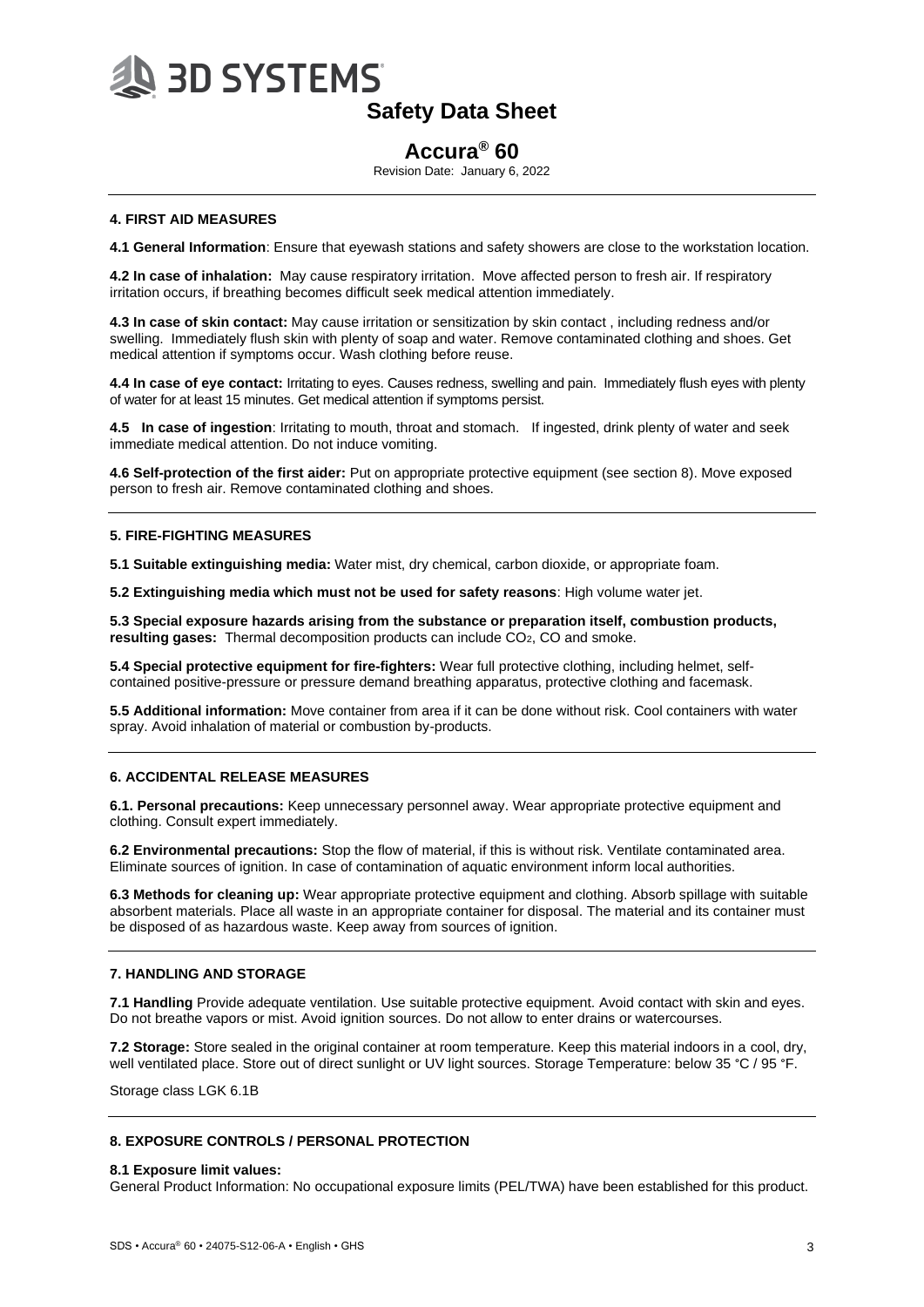## 4. FIRST AID MEASURES

**4.1 General Information**: Ensure that eyewash stations and safety showers are close to the workstation location.

**4.2 In case of inhalation:** May cause respiratory irritation. Move affected person to fresh air. If respiratory irritation occurs, if breathing becomes difficult seek medical attention immediately.

**4.3 In case of skin contact:** May cause irritation or sensitization by skin contact , including redness and/or swelling. Immediately flush skin with plenty of soap and water. Remove contaminated clothing and shoes. Get medical attention if symptoms occur. Wash clothing before reuse.

**4.4 In case of eye contact:** Irritating to eyes. Causes redness, swelling and pain. Immediately flush eyes with plenty of water for at least 15 minutes. Get medical attention if symptoms persist.

**4.5 In case of ingestion**: Irritating to mouth, throat and stomach. If ingested, drink plenty of water and seek immediate medical attention. Do not induce vomiting.

**4.6 Self-protection of the first aider:** Put on appropriate protective equipment (see section 8). Move exposed person to fresh air. Remove contaminated clothing and shoes.

## 5. FIRE-FIGHTING MEASURES

**5.1 Suitable extinguishing media:** Water mist, dry chemical, carbon dioxide, or appropriate foam.

**5.2 Extinguishing media which must not be used for safety reasons**: High volume water jet.

**5.3 Special exposure hazards arising from the substance or preparation itself, combustion products, resulting gases:** Thermal decomposition products can include $CO_2$, CO and smoke.

**5.4 Special protective equipment for fire-fighters:** Wear full protective clothing, including helmet, self-contained positive-pressure or pressure demand breathing apparatus, protective clothing and facemask.

**5.5 Additional information:** Move container from area if it can be done without risk. Cool containers with water spray. Avoid inhalation of material or combustion by-products.

## 6. ACCIDENTAL RELEASE MEASURES

**6.1. Personal precautions:** Keep unnecessary personnel away. Wear appropriate protective equipment and clothing. Consult expert immediately.

**6.2 Environmental precautions:** Stop the flow of material, if this is without risk. Ventilate contaminated area. Eliminate sources of ignition. In case of contamination of aquatic environment inform local authorities.

**6.3 Methods for cleaning up:** Wear appropriate protective equipment and clothing. Absorb spillage with suitable absorbent materials. Place all waste in an appropriate container for disposal. The material and its container must be disposed of as hazardous waste. Keep away from sources of ignition.

## 7. HANDLING AND STORAGE

**7.1 Handling** Provide adequate ventilation. Use suitable protective equipment. Avoid contact with skin and eyes. Do not breathe vapors or mist. Avoid ignition sources. Do not allow to enter drains or watercourses.

**7.2 Storage:** Store sealed in the original container at room temperature. Keep this material indoors in a cool, dry, well ventilated place. Store out of direct sunlight or UV light sources. Storage Temperature: below 35 °C / 95 °F.

Storage class LGK 6.1B

## 8. EXPOSURE CONTROLS / PERSONAL PROTECTION

**8.1 Exposure limit values:**
General Product Information: No occupational exposure limits (PEL/TWA) have been established for this product.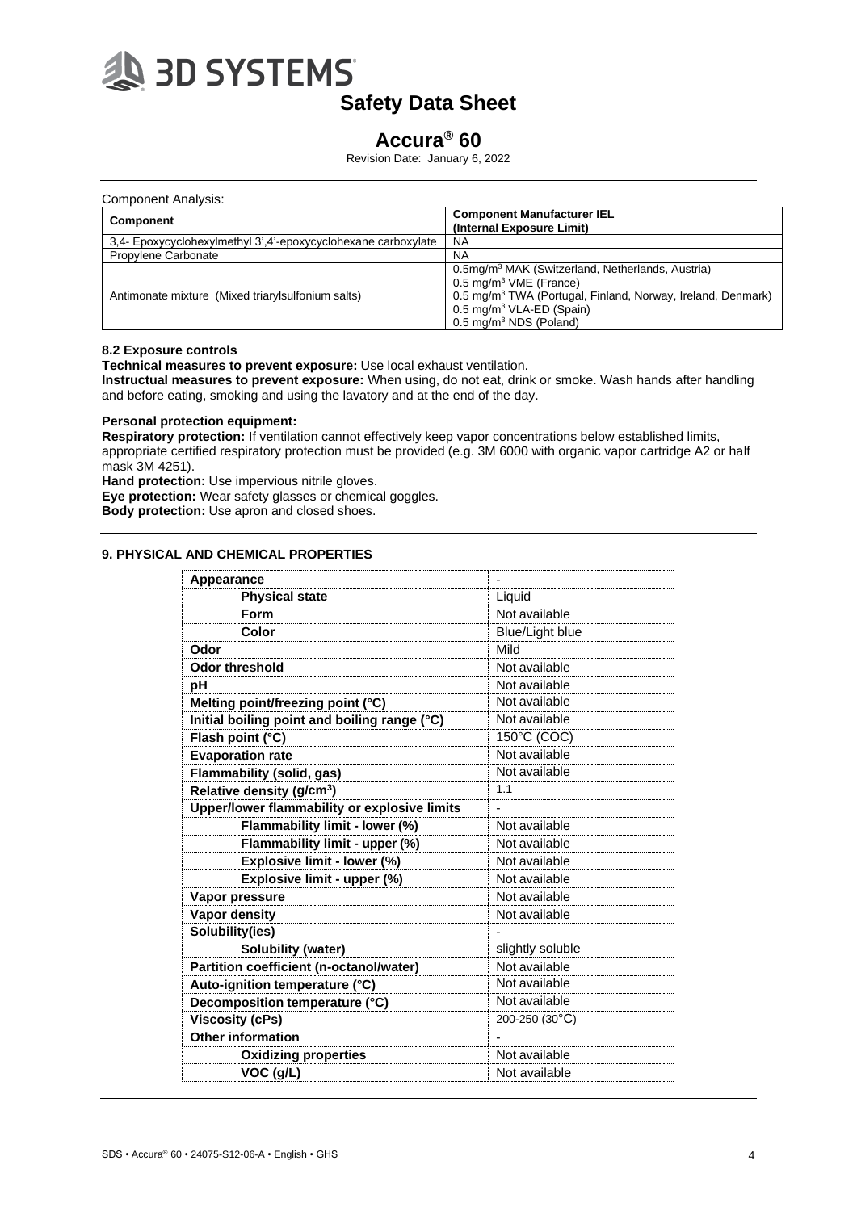Component Analysis:

| Component | Component Manufacturer IEL (Internal Exposure Limit) |
|---|---|
| 3,4- Epoxycyclohexylmethyl 3',4'-epoxycyclohexane carboxylate | NA |
| Propylene Carbonate | NA |
| Antimonate mixture (Mixed triarylsulfonium salts) | 0.5mg/m³ MAK (Switzerland, Netherlands, Austria)<br>0.5 mg/m³ VME (France)<br>0.5 mg/m³ TWA (Portugal, Finland, Norway, Ireland, Denmark)<br>0.5 mg/m³ VLA-ED (Spain)<br>0.5 mg/m³ NDS (Poland) |

### 8.2 Exposure controls

**Technical measures to prevent exposure:** Use local exhaust ventilation.

**Instructual measures to prevent exposure:** When using, do not eat, drink or smoke. Wash hands after handling and before eating, smoking and using the lavatory and at the end of the day.

**Personal protection equipment:**

**Respiratory protection:** If ventilation cannot effectively keep vapor concentrations below established limits, appropriate certified respiratory protection must be provided (e.g. 3M 6000 with organic vapor cartridge A2 or half mask 3M 4251).

**Hand protection:** Use impervious nitrile gloves.

**Eye protection:** Wear safety glasses or chemical goggles.

**Body protection:** Use apron and closed shoes.

## 9. PHYSICAL AND CHEMICAL PROPERTIES

| Property | Value |
|---|---|
| **Appearance** | - |
| **Physical state** | Liquid |
| **Form** | Not available |
| **Color** | Blue/Light blue |
| **Odor** | Mild |
| **Odor threshold** | Not available |
| **pH** | Not available |
| **Melting point/freezing point (°C)** | Not available |
| **Initial boiling point and boiling range (°C)** | Not available |
| **Flash point (°C)** | 150°C (COC) |
| **Evaporation rate** | Not available |
| **Flammability (solid, gas)** | Not available |
| **Relative density (g/cm³)** | 1.1 |
| **Upper/lower flammability or explosive limits** | - |
| **Flammability limit - lower (%)** | Not available |
| **Flammability limit - upper (%)** | Not available |
| **Explosive limit - lower (%)** | Not available |
| **Explosive limit - upper (%)** | Not available |
| **Vapor pressure** | Not available |
| **Vapor density** | Not available |
| **Solubility(ies)** | - |
| **Solubility (water)** | slightly soluble |
| **Partition coefficient (n-octanol/water)** | Not available |
| **Auto-ignition temperature (°C)** | Not available |
| **Decomposition temperature (°C)** | Not available |
| **Viscosity (cPs)** | 200-250 (30°C) |
| **Other information** | - |
| **Oxidizing properties** | Not available |
| **VOC (g/L)** | Not available |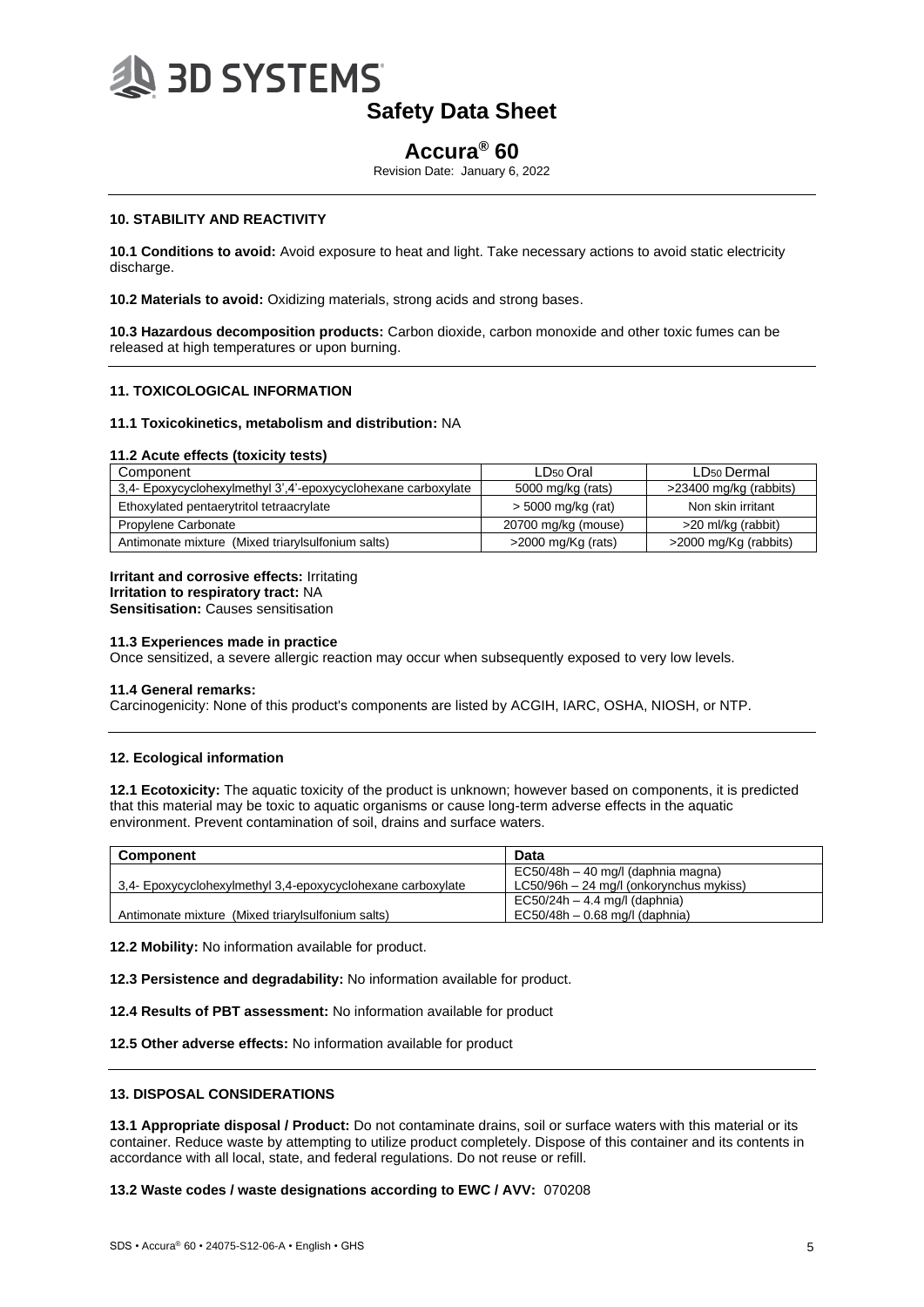## 10. STABILITY AND REACTIVITY

**10.1 Conditions to avoid:** Avoid exposure to heat and light. Take necessary actions to avoid static electricity discharge.

**10.2 Materials to avoid:** Oxidizing materials, strong acids and strong bases.

**10.3 Hazardous decomposition products:** Carbon dioxide, carbon monoxide and other toxic fumes can be released at high temperatures or upon burning.

## 11. TOXICOLOGICAL INFORMATION

**11.1 Toxicokinetics, metabolism and distribution:** NA

**11.2 Acute effects (toxicity tests)**

| Component | $LD_{50}$ Oral | $LD_{50}$ Dermal |
|---|---|---|
| 3,4- Epoxycyclohexylmethyl 3',4'-epoxycyclohexane carboxylate | 5000 mg/kg (rats) | >23400 mg/kg (rabbits) |
| Ethoxylated pentaerytritol tetraacrylate | > 5000 mg/kg (rat) | Non skin irritant |
| Propylene Carbonate | 20700 mg/kg (mouse) | >20 ml/kg (rabbit) |
| Antimonate mixture (Mixed triarylsulfonium salts) | >2000 mg/Kg (rats) | >2000 mg/Kg (rabbits) |

**Irritant and corrosive effects:** Irritating
**Irritation to respiratory tract:** NA
**Sensitisation:** Causes sensitisation

**11.3 Experiences made in practice**
Once sensitized, a severe allergic reaction may occur when subsequently exposed to very low levels.

**11.4 General remarks:**
Carcinogenicity: None of this product's components are listed by ACGIH, IARC, OSHA, NIOSH, or NTP.

## 12. Ecological information

**12.1 Ecotoxicity:** The aquatic toxicity of the product is unknown; however based on components, it is predicted that this material may be toxic to aquatic organisms or cause long-term adverse effects in the aquatic environment. Prevent contamination of soil, drains and surface waters.

| Component | Data |
|---|---|
| 3,4- Epoxycyclohexylmethyl 3,4-epoxycyclohexane carboxylate | EC50/48h – 40 mg/l (daphnia magna)<br>LC50/96h – 24 mg/l (onkorynchus mykiss) |
| Antimonate mixture (Mixed triarylsulfonium salts) | EC50/24h – 4.4 mg/l (daphnia)<br>EC50/48h – 0.68 mg/l (daphnia) |

**12.2 Mobility:** No information available for product.

**12.3 Persistence and degradability:** No information available for product.

**12.4 Results of PBT assessment:** No information available for product

**12.5 Other adverse effects:** No information available for product

## 13. DISPOSAL CONSIDERATIONS

**13.1 Appropriate disposal / Product:** Do not contaminate drains, soil or surface waters with this material or its container. Reduce waste by attempting to utilize product completely. Dispose of this container and its contents in accordance with all local, state, and federal regulations. Do not reuse or refill.

**13.2 Waste codes / waste designations according to EWC / AVV:** 070208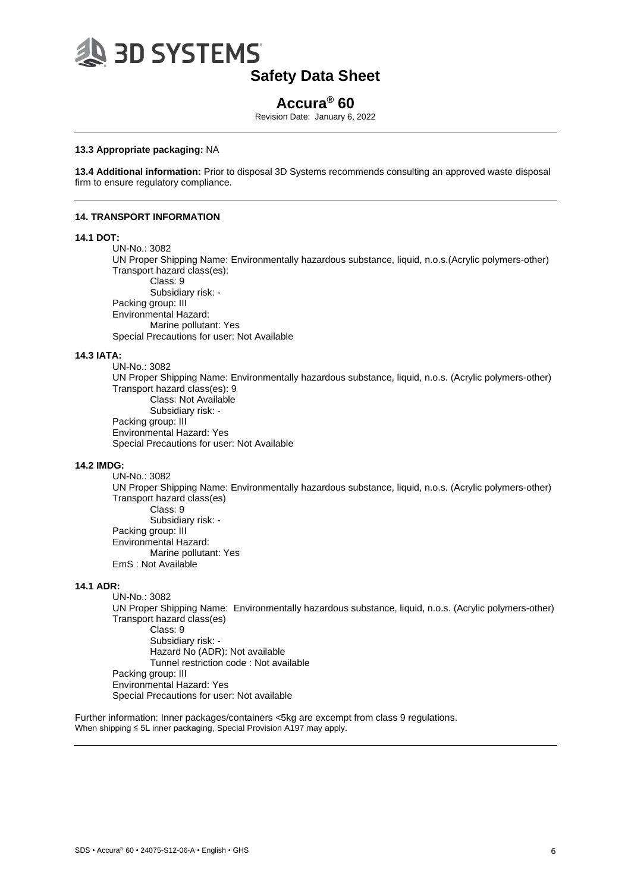**13.3 Appropriate packaging:** NA

**13.4 Additional information:** Prior to disposal 3D Systems recommends consulting an approved waste disposal firm to ensure regulatory compliance.

## 14. TRANSPORT INFORMATION

**14.1 DOT:**

UN-No.: 3082
UN Proper Shipping Name: Environmentally hazardous substance, liquid, n.o.s.(Acrylic polymers-other)
Transport hazard class(es):
  Class: 9
  Subsidiary risk: -
Packing group: III
Environmental Hazard:
  Marine pollutant: Yes
Special Precautions for user: Not Available

**14.3 IATA:**

UN-No.: 3082
UN Proper Shipping Name: Environmentally hazardous substance, liquid, n.o.s. (Acrylic polymers-other)
Transport hazard class(es): 9
  Class: Not Available
  Subsidiary risk: -
Packing group: III
Environmental Hazard: Yes
Special Precautions for user: Not Available

**14.2 IMDG:**

UN-No.: 3082
UN Proper Shipping Name: Environmentally hazardous substance, liquid, n.o.s. (Acrylic polymers-other)
Transport hazard class(es)
  Class: 9
  Subsidiary risk: -
Packing group: III
Environmental Hazard:
  Marine pollutant: Yes
EmS : Not Available

**14.1 ADR:**

UN-No.: 3082
UN Proper Shipping Name: Environmentally hazardous substance, liquid, n.o.s. (Acrylic polymers-other)
Transport hazard class(es)
  Class: 9
  Subsidiary risk: -
  Hazard No (ADR): Not available
  Tunnel restriction code : Not available
Packing group: III
Environmental Hazard: Yes
Special Precautions for user: Not available

Further information: Inner packages/containers <5kg are excempt from class 9 regulations.
When shipping ≤ 5L inner packaging, Special Provision A197 may apply.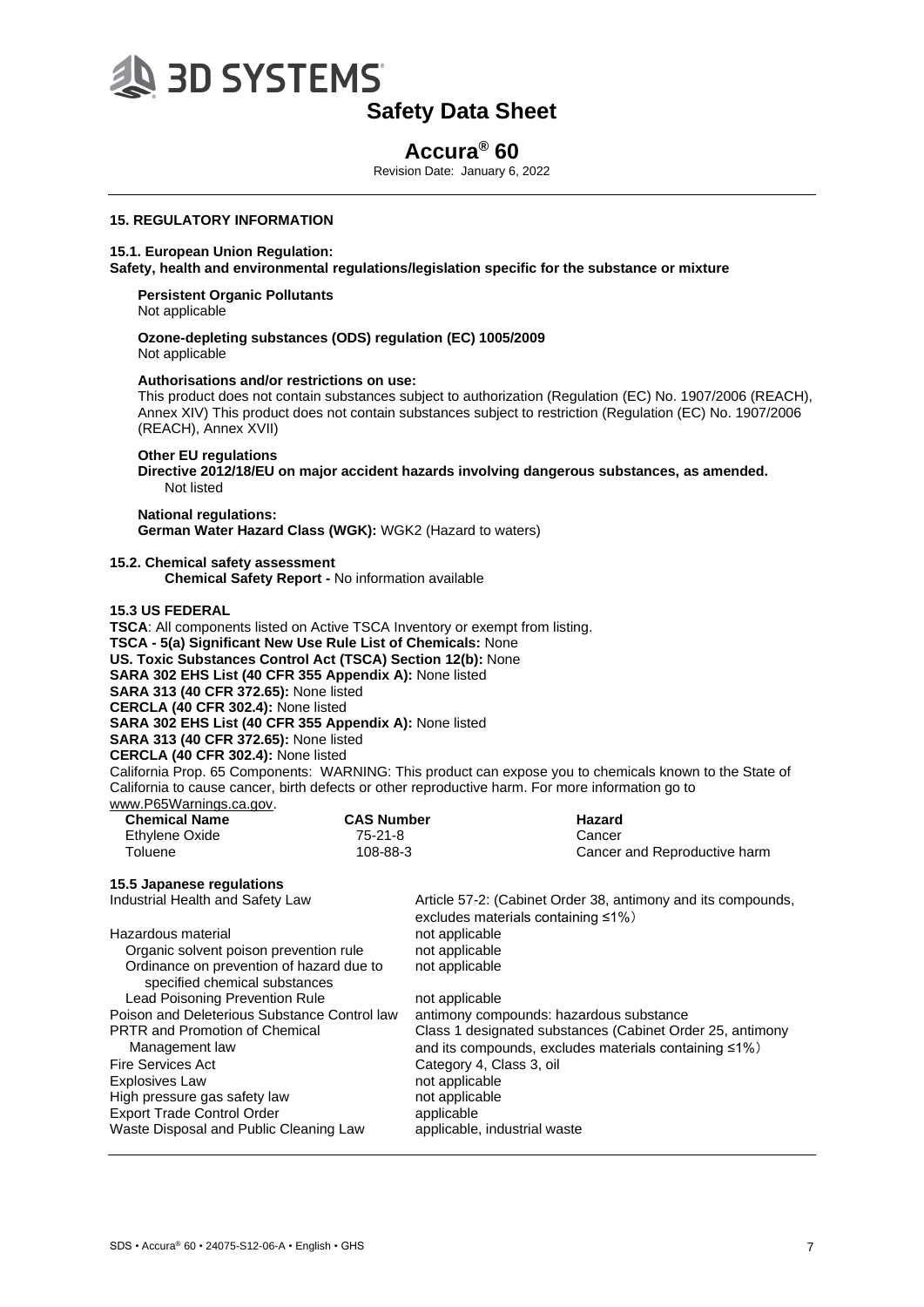## 15. REGULATORY INFORMATION

### 15.1. European Union Regulation:

**Safety, health and environmental regulations/legislation specific for the substance or mixture**

**Persistent Organic Pollutants**
Not applicable

**Ozone-depleting substances (ODS) regulation (EC) 1005/2009**
Not applicable

**Authorisations and/or restrictions on use:**
This product does not contain substances subject to authorization (Regulation (EC) No. 1907/2006 (REACH), Annex XIV) This product does not contain substances subject to restriction (Regulation (EC) No. 1907/2006 (REACH), Annex XVII)

**Other EU regulations**
**Directive 2012/18/EU on major accident hazards involving dangerous substances, as amended.**
Not listed

**National regulations:**
**German Water Hazard Class (WGK):** WGK2 (Hazard to waters)

### 15.2. Chemical safety assessment

**Chemical Safety Report -** No information available

### 15.3 US FEDERAL

**TSCA**: All components listed on Active TSCA Inventory or exempt from listing.
**TSCA - 5(a) Significant New Use Rule List of Chemicals:** None
**US. Toxic Substances Control Act (TSCA) Section 12(b):** None
**SARA 302 EHS List (40 CFR 355 Appendix A):** None listed
**SARA 313 (40 CFR 372.65):** None listed
**CERCLA (40 CFR 302.4):** None listed
**SARA 302 EHS List (40 CFR 355 Appendix A):** None listed
**SARA 313 (40 CFR 372.65):** None listed
**CERCLA (40 CFR 302.4):** None listed
California Prop. 65 Components: WARNING: This product can expose you to chemicals known to the State of California to cause cancer, birth defects or other reproductive harm. For more information go to www.P65Warnings.ca.gov.

| Chemical Name | CAS Number | Hazard |
|---|---|---|
| Ethylene Oxide | 75-21-8 | Cancer |
| Toluene | 108-88-3 | Cancer and Reproductive harm |

### 15.5 Japanese regulations

| | |
|---|---|
| Industrial Health and Safety Law | Article 57-2: (Cabinet Order 38, antimony and its compounds, excludes materials containing ≤1%） |
| Hazardous material | not applicable |
| Organic solvent poison prevention rule | not applicable |
| Ordinance on prevention of hazard due to specified chemical substances | not applicable |
| Lead Poisoning Prevention Rule | not applicable |
| Poison and Deleterious Substance Control law | antimony compounds: hazardous substance |
| PRTR and Promotion of Chemical Management law | Class 1 designated substances (Cabinet Order 25, antimony and its compounds, excludes materials containing ≤1%） |
| Fire Services Act | Category 4, Class 3, oil |
| Explosives Law | not applicable |
| High pressure gas safety law | not applicable |
| Export Trade Control Order | applicable |
| Waste Disposal and Public Cleaning Law | applicable, industrial waste |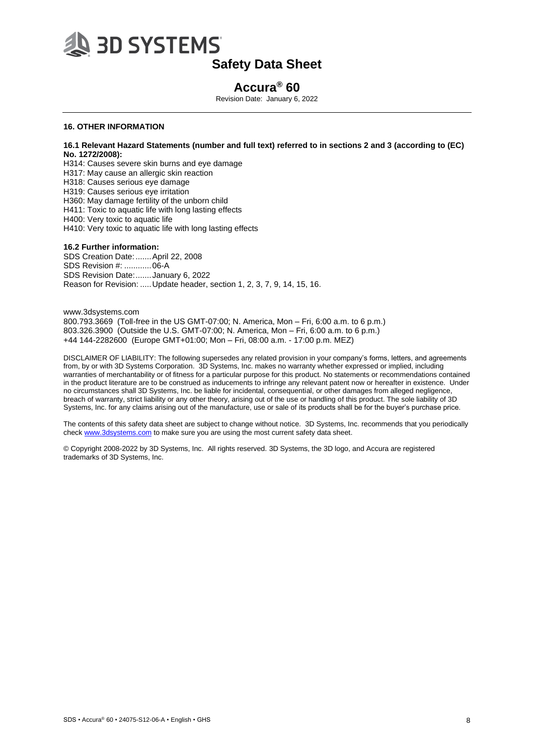# Safety Data Sheet

## Accura® 60

Revision Date: January 6, 2022

### 16. OTHER INFORMATION

**16.1 Relevant Hazard Statements (number and full text) referred to in sections 2 and 3 (according to (EC) No. 1272/2008):**

H314: Causes severe skin burns and eye damage
H317: May cause an allergic skin reaction
H318: Causes serious eye damage
H319: Causes serious eye irritation
H360: May damage fertility of the unborn child
H411: Toxic to aquatic life with long lasting effects
H400: Very toxic to aquatic life
H410: Very toxic to aquatic life with long lasting effects

**16.2 Further information:**

SDS Creation Date: ....... April 22, 2008
SDS Revision #: ............ 06-A
SDS Revision Date: ....... January 6, 2022
Reason for Revision: ..... Update header, section 1, 2, 3, 7, 9, 14, 15, 16.

www.3dsystems.com
800.793.3669 (Toll-free in the US GMT-07:00; N. America, Mon – Fri, 6:00 a.m. to 6 p.m.)
803.326.3900 (Outside the U.S. GMT-07:00; N. America, Mon – Fri, 6:00 a.m. to 6 p.m.)
+44 144-2282600 (Europe GMT+01:00; Mon – Fri, 08:00 a.m. - 17:00 p.m. MEZ)

DISCLAIMER OF LIABILITY: The following supersedes any related provision in your company's forms, letters, and agreements from, by or with 3D Systems Corporation. 3D Systems, Inc. makes no warranty whether expressed or implied, including warranties of merchantability or of fitness for a particular purpose for this product. No statements or recommendations contained in the product literature are to be construed as inducements to infringe any relevant patent now or hereafter in existence. Under no circumstances shall 3D Systems, Inc. be liable for incidental, consequential, or other damages from alleged negligence, breach of warranty, strict liability or any other theory, arising out of the use or handling of this product. The sole liability of 3D Systems, Inc. for any claims arising out of the manufacture, use or sale of its products shall be for the buyer's purchase price.

The contents of this safety data sheet are subject to change without notice. 3D Systems, Inc. recommends that you periodically check www.3dsystems.com to make sure you are using the most current safety data sheet.

© Copyright 2008-2022 by 3D Systems, Inc. All rights reserved. 3D Systems, the 3D logo, and Accura are registered trademarks of 3D Systems, Inc.